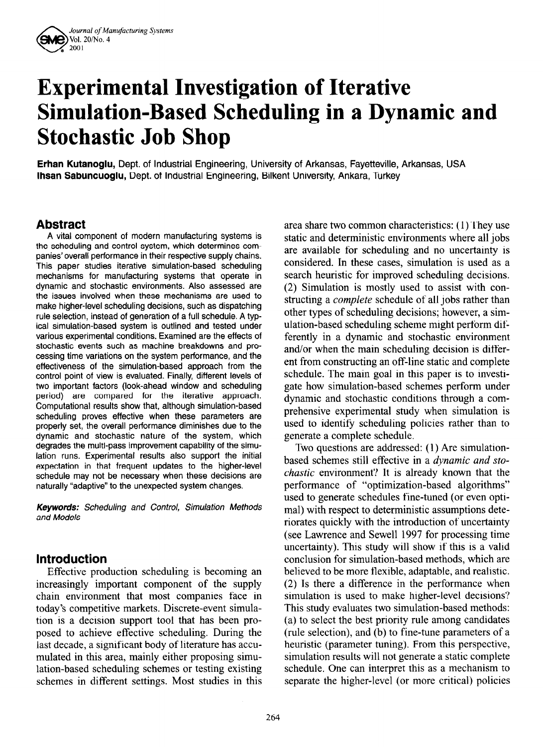# Experimental Investigation of Iterative Simulation-Based Scheduling in a Dynamic and Stochastic Job Shop

**Erhan Kutanoglu**, Dept. of Industrial Engineering, University of Arkansas, Fayetteville, Arkansas, USA
**Ihsan Sabuncuoglu**, Dept. of Industrial Engineering, Bilkent University, Ankara, Turkey

## Abstract

A vital component of modern manufacturing systems is the scheduling and control system, which determines companies' overall performance in their respective supply chains. This paper studies iterative simulation-based scheduling mechanisms for manufacturing systems that operate in dynamic and stochastic environments. Also assessed are the issues involved when these mechanisms are used to make higher-level scheduling decisions, such as dispatching rule selection, instead of generation of a full schedule. A typical simulation-based system is outlined and tested under various experimental conditions. Examined are the effects of stochastic events such as machine breakdowns and processing time variations on the system performance, and the effectiveness of the simulation-based approach from the control point of view is evaluated. Finally, different levels of two important factors (look-ahead window and scheduling period) are compared for the iterative approach. Computational results show that, although simulation-based scheduling proves effective when these parameters are properly set, the overall performance diminishes due to the dynamic and stochastic nature of the system, which degrades the multi-pass improvement capability of the simulation runs. Experimental results also support the initial expectation in that frequent updates to the higher-level schedule may not be necessary when these decisions are naturally "adaptive" to the unexpected system changes.

***Keywords:*** *Scheduling and Control, Simulation Methods and Models*

## Introduction

Effective production scheduling is becoming an increasingly important component of the supply chain environment that most companies face in today's competitive markets. Discrete-event simulation is a decision support tool that has been proposed to achieve effective scheduling. During the last decade, a significant body of literature has accumulated in this area, mainly either proposing simulation-based scheduling schemes or testing existing schemes in different settings. Most studies in this area share two common characteristics: (1) They use static and deterministic environments where all jobs are available for scheduling and no uncertainty is considered. In these cases, simulation is used as a search heuristic for improved scheduling decisions. (2) Simulation is mostly used to assist with constructing a *complete* schedule of all jobs rather than other types of scheduling decisions; however, a simulation-based scheduling scheme might perform differently in a dynamic and stochastic environment and/or when the main scheduling decision is different from constructing an off-line static and complete schedule. The main goal in this paper is to investigate how simulation-based schemes perform under dynamic and stochastic conditions through a comprehensive experimental study when simulation is used to identify scheduling policies rather than to generate a complete schedule.

Two questions are addressed: (1) Are simulation-based schemes still effective in a *dynamic and stochastic* environment? It is already known that the performance of "optimization-based algorithms" used to generate schedules fine-tuned (or even optimal) with respect to deterministic assumptions deteriorates quickly with the introduction of uncertainty (see Lawrence and Sewell 1997 for processing time uncertainty). This study will show if this is a valid conclusion for simulation-based methods, which are believed to be more flexible, adaptable, and realistic. (2) Is there a difference in the performance when simulation is used to make higher-level decisions? This study evaluates two simulation-based methods: (a) to select the best priority rule among candidates (rule selection), and (b) to fine-tune parameters of a heuristic (parameter tuning). From this perspective, simulation results will not generate a static complete schedule. One can interpret this as a mechanism to separate the higher-level (or more critical) policies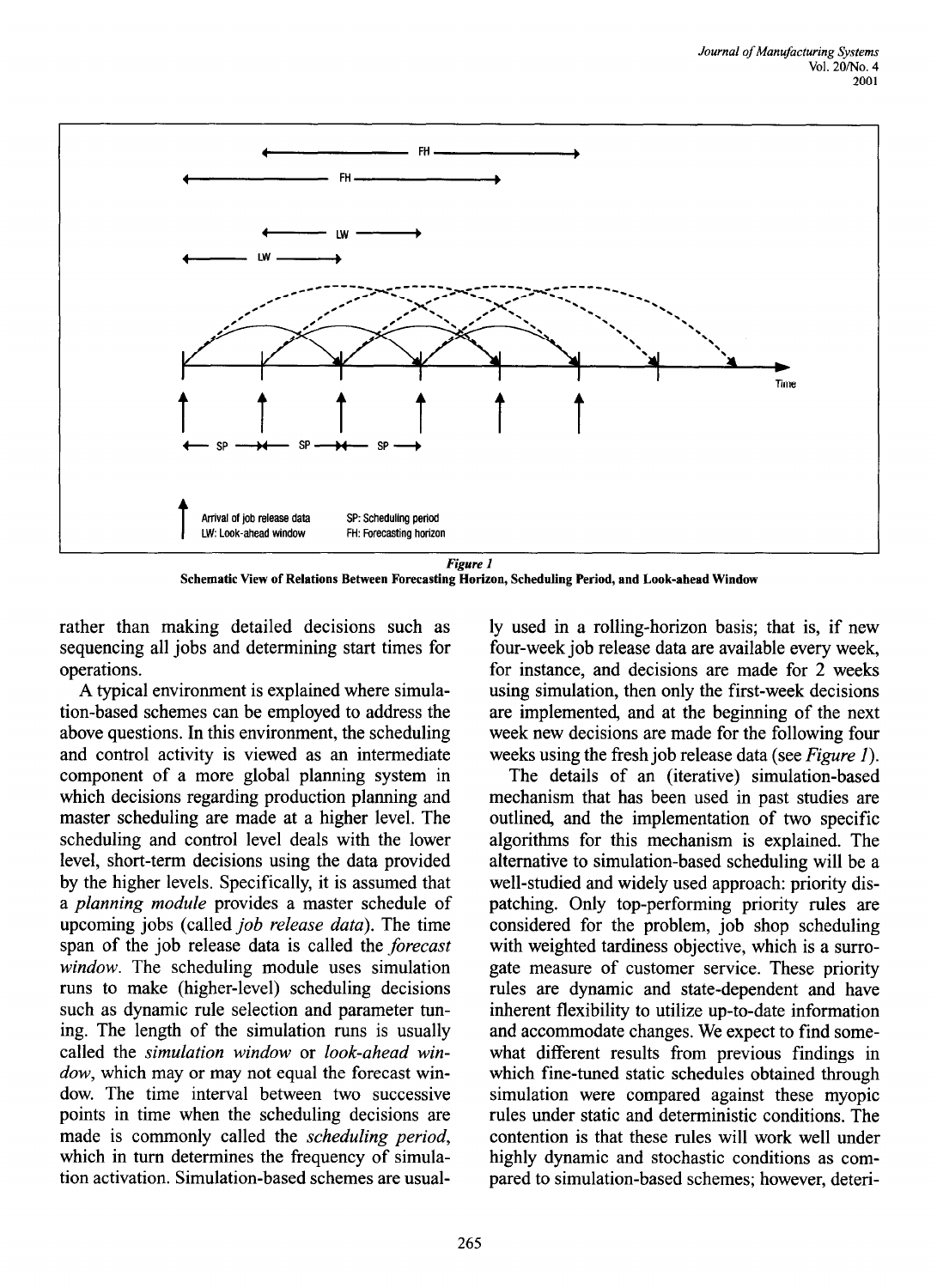FH

FH

LW

LW

Time

SP SP SP

Arrival of job release data

LW: Look-ahead window

SP: Scheduling period

FH: Forecasting horizon

*Figure 1*
**Schematic View of Relations Between Forecasting Horizon, Scheduling Period, and Look-ahead Window**

rather than making detailed decisions such as sequencing all jobs and determining start times for operations.

A typical environment is explained where simulation-based schemes can be employed to address the above questions. In this environment, the scheduling and control activity is viewed as an intermediate component of a more global planning system in which decisions regarding production planning and master scheduling are made at a higher level. The scheduling and control level deals with the lower level, short-term decisions using the data provided by the higher levels. Specifically, it is assumed that a *planning module* provides a master schedule of upcoming jobs (called *job release data*). The time span of the job release data is called the *forecast window*. The scheduling module uses simulation runs to make (higher-level) scheduling decisions such as dynamic rule selection and parameter tuning. The length of the simulation runs is usually called the *simulation window* or *look-ahead window*, which may or may not equal the forecast window. The time interval between two successive points in time when the scheduling decisions are made is commonly called the *scheduling period*, which in turn determines the frequency of simulation activation. Simulation-based schemes are usually used in a rolling-horizon basis; that is, if new four-week job release data are available every week, for instance, and decisions are made for 2 weeks using simulation, then only the first-week decisions are implemented, and at the beginning of the next week new decisions are made for the following four weeks using the fresh job release data (see *Figure 1*).

The details of an (iterative) simulation-based mechanism that has been used in past studies are outlined, and the implementation of two specific algorithms for this mechanism is explained. The alternative to simulation-based scheduling will be a well-studied and widely used approach: priority dispatching. Only top-performing priority rules are considered for the problem, job shop scheduling with weighted tardiness objective, which is a surrogate measure of customer service. These priority rules are dynamic and state-dependent and have inherent flexibility to utilize up-to-date information and accommodate changes. We expect to find somewhat different results from previous findings in which fine-tuned static schedules obtained through simulation were compared against these myopic rules under static and deterministic conditions. The contention is that these rules will work well under highly dynamic and stochastic conditions as compared to simulation-based schemes; however, deteri-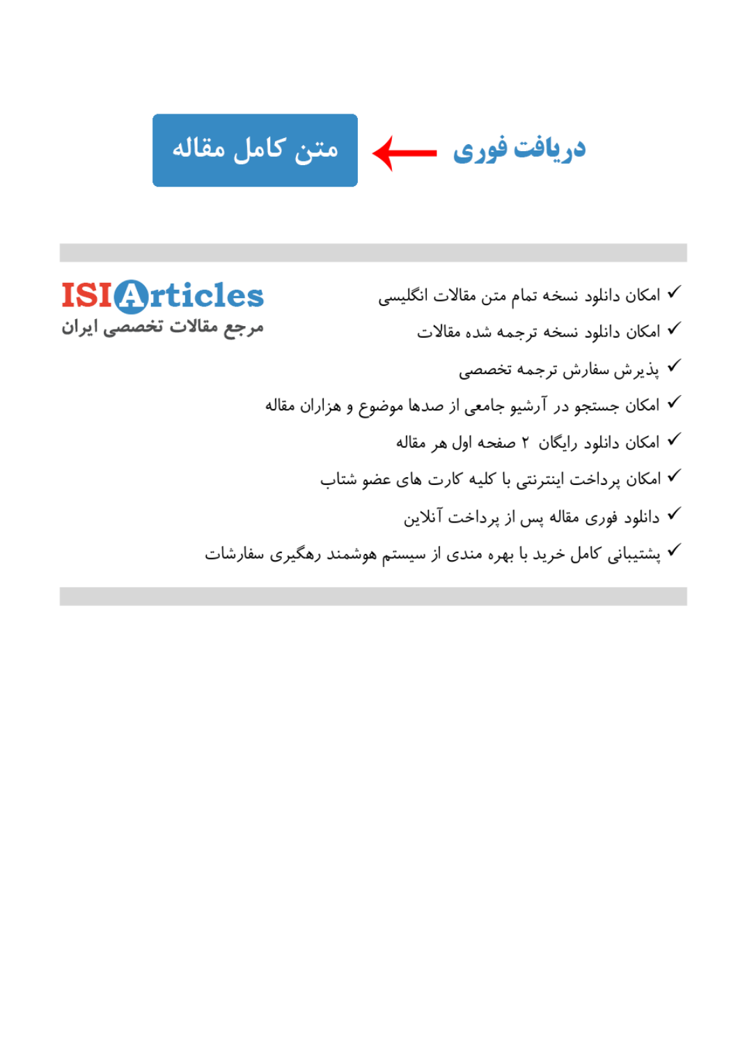دریافت فوری ← **متن کامل مقاله**

**ISIArticles**
مرجع مقالات تخصصی ایران

- ✓ امکان دانلود نسخه تمام متن مقالات انگلیسی
- ✓ امکان دانلود نسخه ترجمه شده مقالات
- ✓ پذیرش سفارش ترجمه تخصصی
- ✓ امکان جستجو در آرشیو جامعی از صدها موضوع و هزاران مقاله
- ✓ امکان دانلود رایگان ۲ صفحه اول هر مقاله
- ✓ امکان پرداخت اینترنتی با کلیه کارت های عضو شتاب
- ✓ دانلود فوری مقاله پس از پرداخت آنلاین
- ✓ پشتیبانی کامل خرید با بهره مندی از سیستم هوشمند رهگیری سفارشات